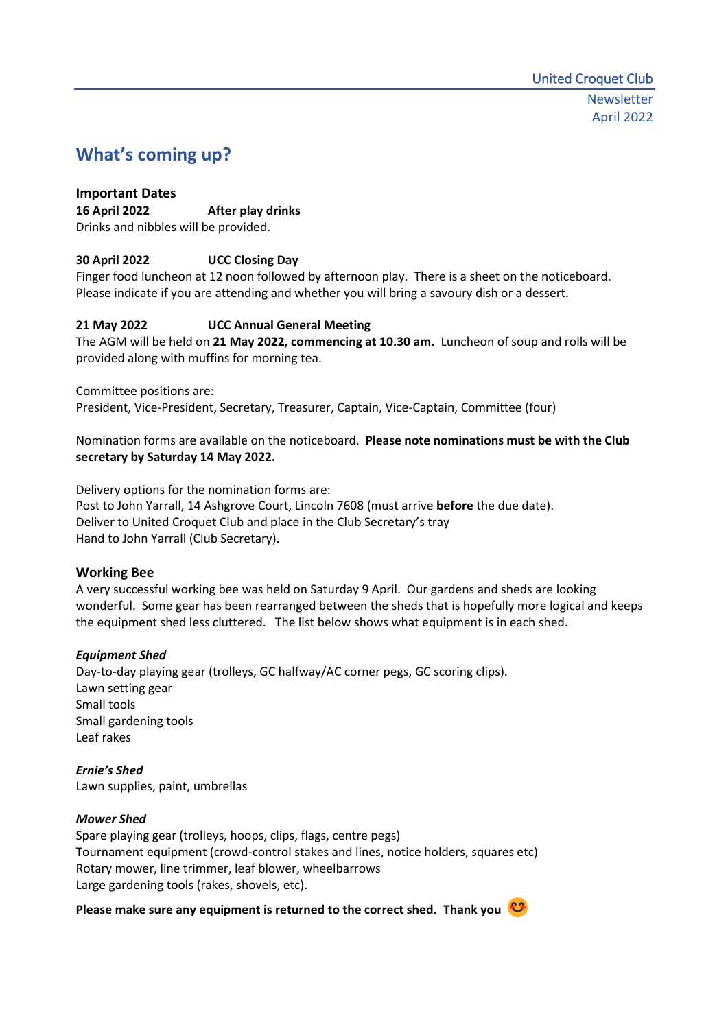United Croquet Club

Newsletter
April 2022

# What's coming up?

### Important Dates

**16 April 2022 After play drinks**
Drinks and nibbles will be provided.

**30 April 2022 UCC Closing Day**
Finger food luncheon at 12 noon followed by afternoon play. There is a sheet on the noticeboard. Please indicate if you are attending and whether you will bring a savoury dish or a dessert.

**21 May 2022 UCC Annual General Meeting**
The AGM will be held on **21 May 2022, commencing at 10.30 am.** Luncheon of soup and rolls will be provided along with muffins for morning tea.

Committee positions are:
President, Vice-President, Secretary, Treasurer, Captain, Vice-Captain, Committee (four)

Nomination forms are available on the noticeboard. **Please note nominations must be with the Club secretary by Saturday 14 May 2022.**

Delivery options for the nomination forms are:
Post to John Yarrall, 14 Ashgrove Court, Lincoln 7608 (must arrive **before** the due date).
Deliver to United Croquet Club and place in the Club Secretary's tray
Hand to John Yarrall (Club Secretary).

### Working Bee

A very successful working bee was held on Saturday 9 April. Our gardens and sheds are looking wonderful. Some gear has been rearranged between the sheds that is hopefully more logical and keeps the equipment shed less cluttered. The list below shows what equipment is in each shed.

***Equipment Shed***
Day-to-day playing gear (trolleys, GC halfway/AC corner pegs, GC scoring clips).
Lawn setting gear
Small tools
Small gardening tools
Leaf rakes

***Ernie's Shed***
Lawn supplies, paint, umbrellas

***Mower Shed***
Spare playing gear (trolleys, hoops, clips, flags, centre pegs)
Tournament equipment (crowd-control stakes and lines, notice holders, squares etc)
Rotary mower, line trimmer, leaf blower, wheelbarrows
Large gardening tools (rakes, shovels, etc).

**Please make sure any equipment is returned to the correct shed. Thank you** 😊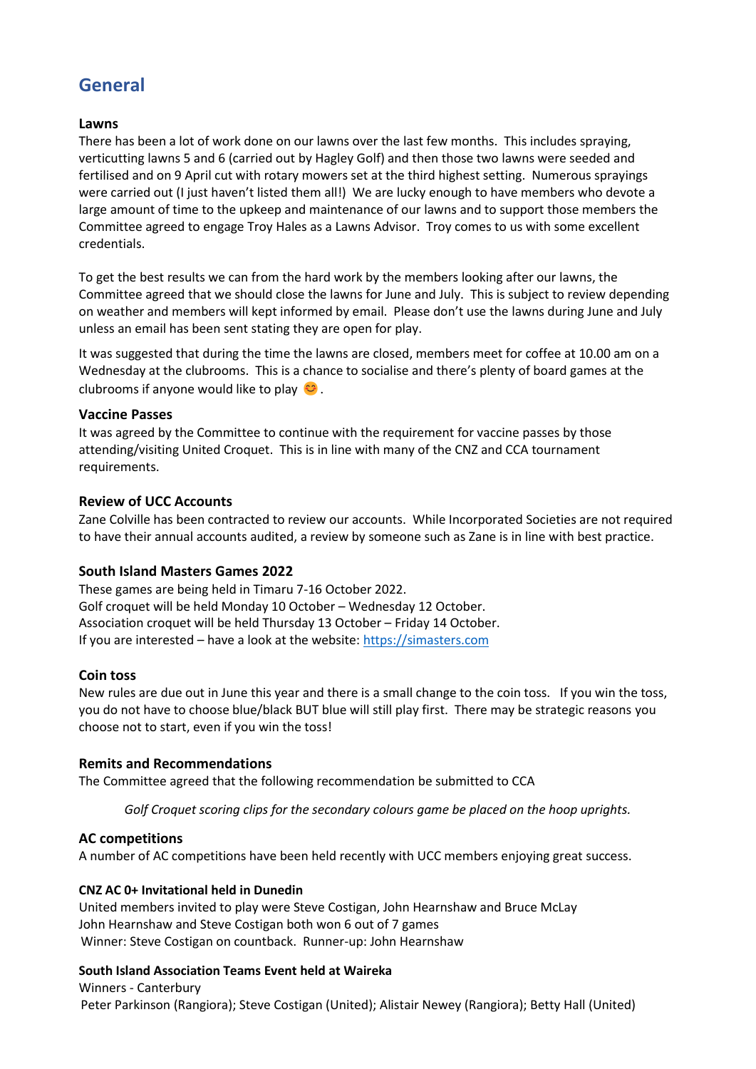## General

### Lawns

There has been a lot of work done on our lawns over the last few months. This includes spraying, verticutting lawns 5 and 6 (carried out by Hagley Golf) and then those two lawns were seeded and fertilised and on 9 April cut with rotary mowers set at the third highest setting. Numerous sprayings were carried out (I just haven't listed them all!) We are lucky enough to have members who devote a large amount of time to the upkeep and maintenance of our lawns and to support those members the Committee agreed to engage Troy Hales as a Lawns Advisor. Troy comes to us with some excellent credentials.

To get the best results we can from the hard work by the members looking after our lawns, the Committee agreed that we should close the lawns for June and July. This is subject to review depending on weather and members will kept informed by email. Please don't use the lawns during June and July unless an email has been sent stating they are open for play.

It was suggested that during the time the lawns are closed, members meet for coffee at 10.00 am on a Wednesday at the clubrooms. This is a chance to socialise and there's plenty of board games at the clubrooms if anyone would like to play 😊.

### Vaccine Passes

It was agreed by the Committee to continue with the requirement for vaccine passes by those attending/visiting United Croquet. This is in line with many of the CNZ and CCA tournament requirements.

### Review of UCC Accounts

Zane Colville has been contracted to review our accounts. While Incorporated Societies are not required to have their annual accounts audited, a review by someone such as Zane is in line with best practice.

### South Island Masters Games 2022

These games are being held in Timaru 7-16 October 2022.
Golf croquet will be held Monday 10 October – Wednesday 12 October.
Association croquet will be held Thursday 13 October – Friday 14 October.
If you are interested – have a look at the website: https://simasters.com

### Coin toss

New rules are due out in June this year and there is a small change to the coin toss. If you win the toss, you do not have to choose blue/black BUT blue will still play first. There may be strategic reasons you choose not to start, even if you win the toss!

### Remits and Recommendations

The Committee agreed that the following recommendation be submitted to CCA

> *Golf Croquet scoring clips for the secondary colours game be placed on the hoop uprights.*

### AC competitions

A number of AC competitions have been held recently with UCC members enjoying great success.

#### CNZ AC 0+ Invitational held in Dunedin

United members invited to play were Steve Costigan, John Hearnshaw and Bruce McLay
John Hearnshaw and Steve Costigan both won 6 out of 7 games
Winner: Steve Costigan on countback. Runner-up: John Hearnshaw

#### South Island Association Teams Event held at Waireka

Winners - Canterbury
Peter Parkinson (Rangiora); Steve Costigan (United); Alistair Newey (Rangiora); Betty Hall (United)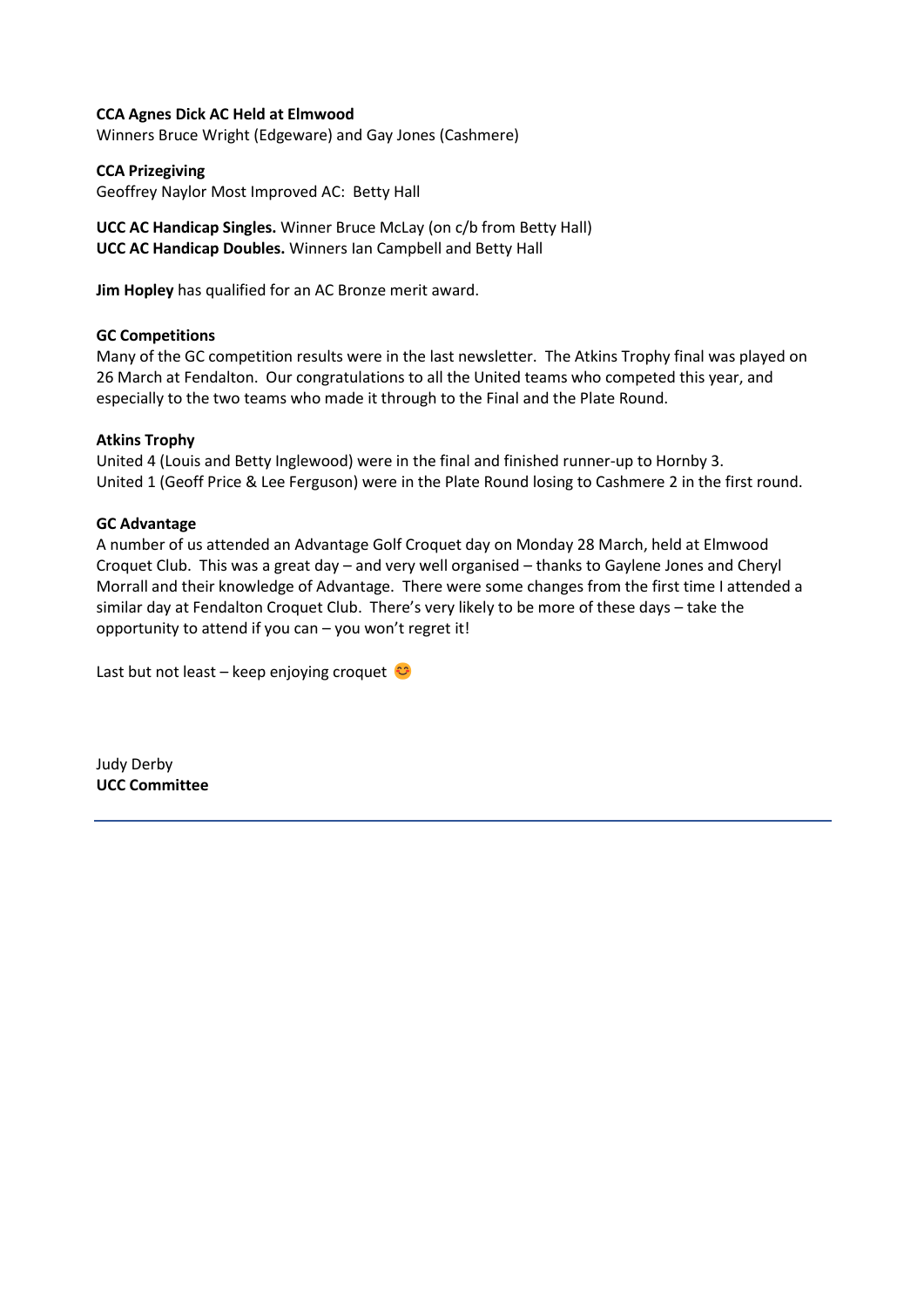**CCA Agnes Dick AC Held at Elmwood**
Winners Bruce Wright (Edgeware) and Gay Jones (Cashmere)

**CCA Prizegiving**
Geoffrey Naylor Most Improved AC: Betty Hall

**UCC AC Handicap Singles.** Winner Bruce McLay (on c/b from Betty Hall)
**UCC AC Handicap Doubles.** Winners Ian Campbell and Betty Hall

**Jim Hopley** has qualified for an AC Bronze merit award.

**GC Competitions**
Many of the GC competition results were in the last newsletter. The Atkins Trophy final was played on 26 March at Fendalton. Our congratulations to all the United teams who competed this year, and especially to the two teams who made it through to the Final and the Plate Round.

**Atkins Trophy**
United 4 (Louis and Betty Inglewood) were in the final and finished runner-up to Hornby 3.
United 1 (Geoff Price & Lee Ferguson) were in the Plate Round losing to Cashmere 2 in the first round.

**GC Advantage**
A number of us attended an Advantage Golf Croquet day on Monday 28 March, held at Elmwood Croquet Club. This was a great day – and very well organised – thanks to Gaylene Jones and Cheryl Morrall and their knowledge of Advantage. There were some changes from the first time I attended a similar day at Fendalton Croquet Club. There's very likely to be more of these days – take the opportunity to attend if you can – you won't regret it!

Last but not least – keep enjoying croquet 😊

Judy Derby
**UCC Committee**